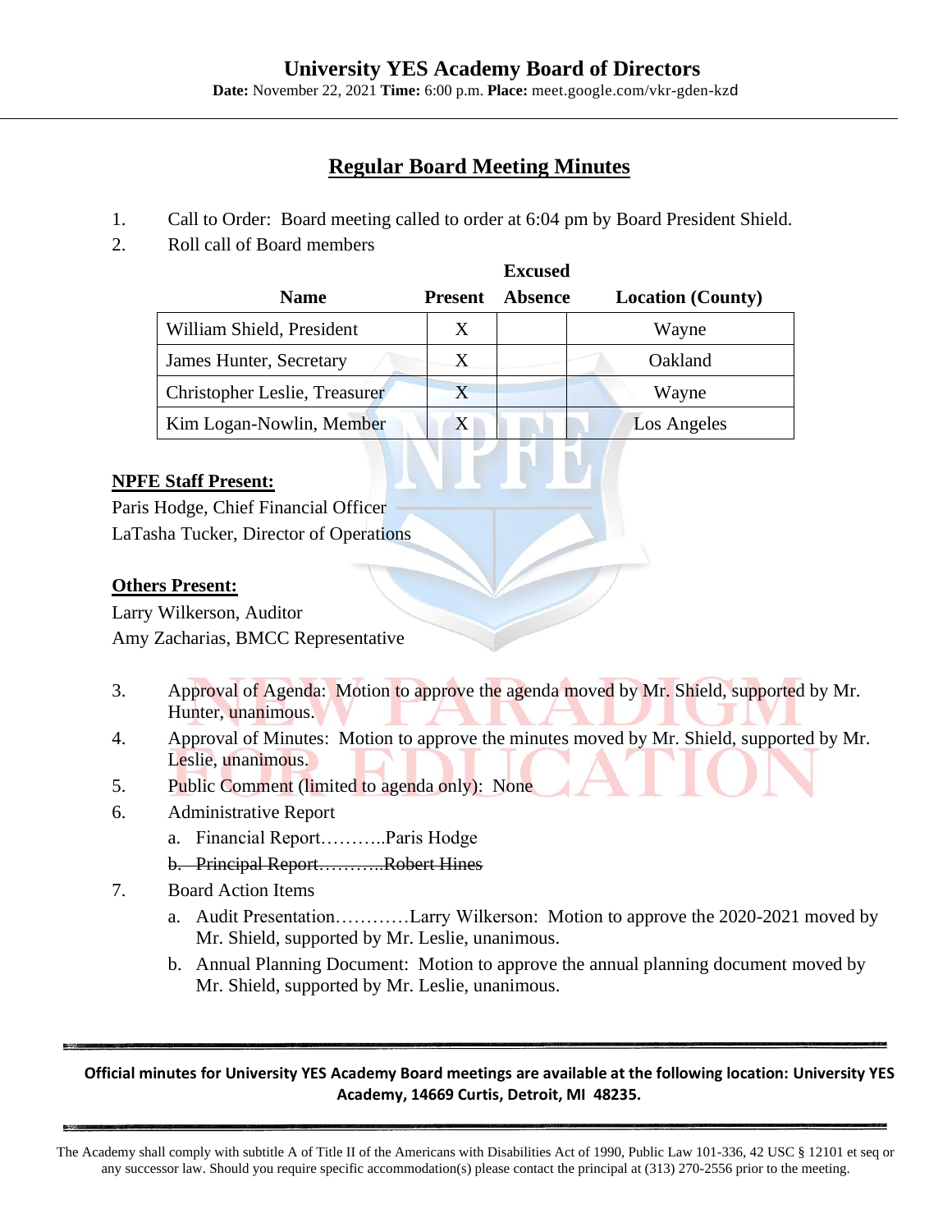# University YES Academy Board of Directors

**Date:** November 22, 2021 **Time:** 6:00 p.m. **Place:** meet.google.com/vkr-gden-kzd

## Regular Board Meeting Minutes

1. Call to Order: Board meeting called to order at 6:04 pm by Board President Shield.
2. Roll call of Board members

| Name | Present | Excused Absence | Location (County) |
|---|---|---|---|
| William Shield, President | X | | Wayne |
| James Hunter, Secretary | X | | Oakland |
| Christopher Leslie, Treasurer | X | | Wayne |
| Kim Logan-Nowlin, Member | X | | Los Angeles |

**NPFE Staff Present:**
Paris Hodge, Chief Financial Officer
LaTasha Tucker, Director of Operations

**Others Present:**
Larry Wilkerson, Auditor
Amy Zacharias, BMCC Representative

3. Approval of Agenda: Motion to approve the agenda moved by Mr. Shield, supported by Mr. Hunter, unanimous.
4. Approval of Minutes: Motion to approve the minutes moved by Mr. Shield, supported by Mr. Leslie, unanimous.
5. Public Comment (limited to agenda only): None
6. Administrative Report
   a. Financial Report………..Paris Hodge
   b. ~~Principal Report………..Robert Hines~~
7. Board Action Items
   a. Audit Presentation…………Larry Wilkerson: Motion to approve the 2020-2021 moved by Mr. Shield, supported by Mr. Leslie, unanimous.
   b. Annual Planning Document: Motion to approve the annual planning document moved by Mr. Shield, supported by Mr. Leslie, unanimous.

**Official minutes for University YES Academy Board meetings are available at the following location: University YES Academy, 14669 Curtis, Detroit, MI 48235.**

The Academy shall comply with subtitle A of Title II of the Americans with Disabilities Act of 1990, Public Law 101-336, 42 USC § 12101 et seq or any successor law. Should you require specific accommodation(s) please contact the principal at (313) 270-2556 prior to the meeting.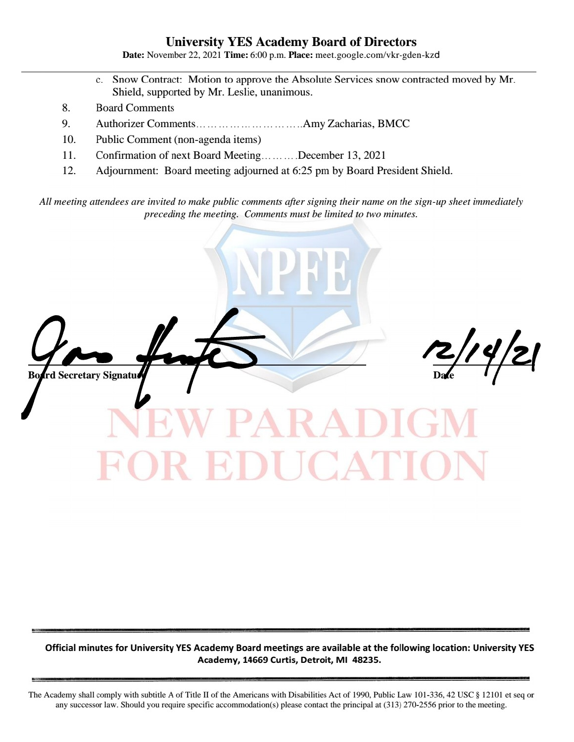**University YES Academy Board of Directors**

**Date:** November 22, 2021 **Time:** 6:00 p.m. **Place:** meet.google.com/vkr-gden-kzd

c. Snow Contract: Motion to approve the Absolute Services snow contracted moved by Mr. Shield, supported by Mr. Leslie, unanimous.

8. Board Comments
9. Authorizer Comments…………………………..Amy Zacharias, BMCC
10. Public Comment (non-agenda items)
11. Confirmation of next Board Meeting……….December 13, 2021
12. Adjournment: Board meeting adjourned at 6:25 pm by Board President Shield.

*All meeting attendees are invited to make public comments after signing their name on the sign-up sheet immediately preceding the meeting. Comments must be limited to two minutes.*

**Board Secretary Signature** — **Date** 12/14/21

**Official minutes for University YES Academy Board meetings are available at the following location: University YES Academy, 14669 Curtis, Detroit, MI 48235.**

The Academy shall comply with subtitle A of Title II of the Americans with Disabilities Act of 1990, Public Law 101-336, 42 USC § 12101 et seq or any successor law. Should you require specific accommodation(s) please contact the principal at (313) 270-2556 prior to the meeting.